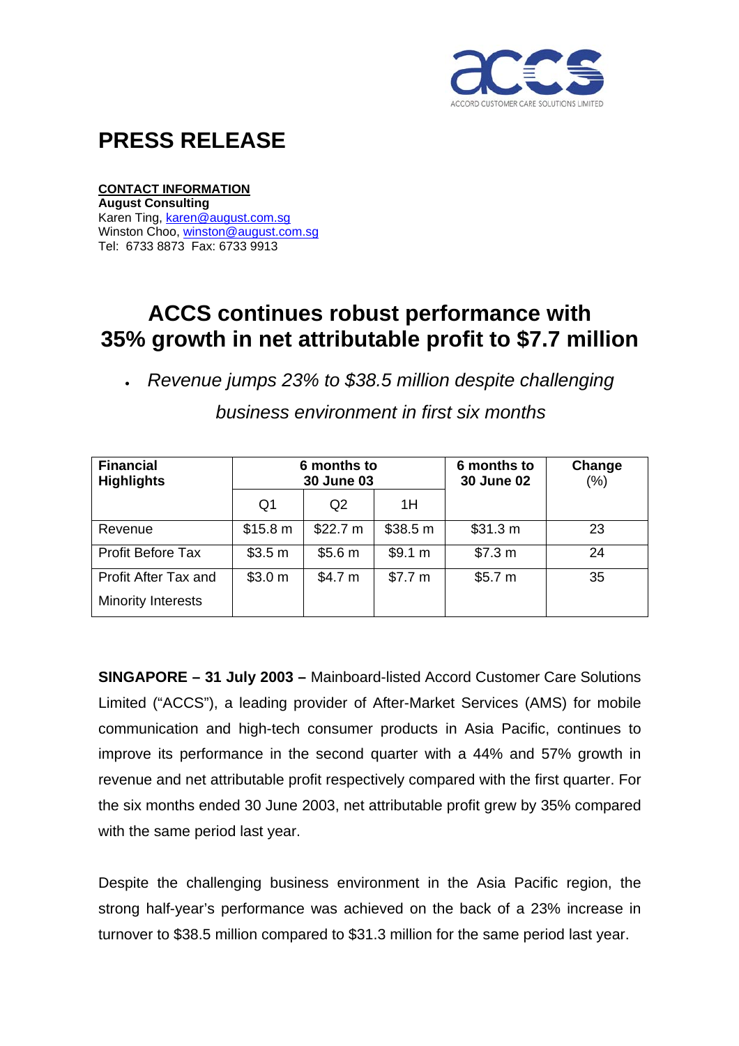ACCORD CUSTOMER CARE SOLUTIONS LIMITED

# PRESS RELEASE

**CONTACT INFORMATION**
**August Consulting**
Karen Ting, karen@august.com.sg
Winston Choo, winston@august.com.sg
Tel: 6733 8873 Fax: 6733 9913

## ACCS continues robust performance with 35% growth in net attributable profit to $7.7 million

- *Revenue jumps 23% to $38.5 million despite challenging business environment in first six months*

| Financial Highlights | 6 months to 30 June 03 | | | 6 months to 30 June 02 | Change (%) |
|---|---|---|---|---|---|
| | Q1 | Q2 | 1H | | |
| Revenue | $15.8 m | $22.7 m | $38.5 m | $31.3 m | 23 |
| Profit Before Tax | $3.5 m | $5.6 m | $9.1 m | $7.3 m | 24 |
| Profit After Tax and Minority Interests | $3.0 m | $4.7 m | $7.7 m | $5.7 m | 35 |

**SINGAPORE – 31 July 2003 –** Mainboard-listed Accord Customer Care Solutions Limited ("ACCS"), a leading provider of After-Market Services (AMS) for mobile communication and high-tech consumer products in Asia Pacific, continues to improve its performance in the second quarter with a 44% and 57% growth in revenue and net attributable profit respectively compared with the first quarter. For the six months ended 30 June 2003, net attributable profit grew by 35% compared with the same period last year.

Despite the challenging business environment in the Asia Pacific region, the strong half-year's performance was achieved on the back of a 23% increase in turnover to $38.5 million compared to $31.3 million for the same period last year.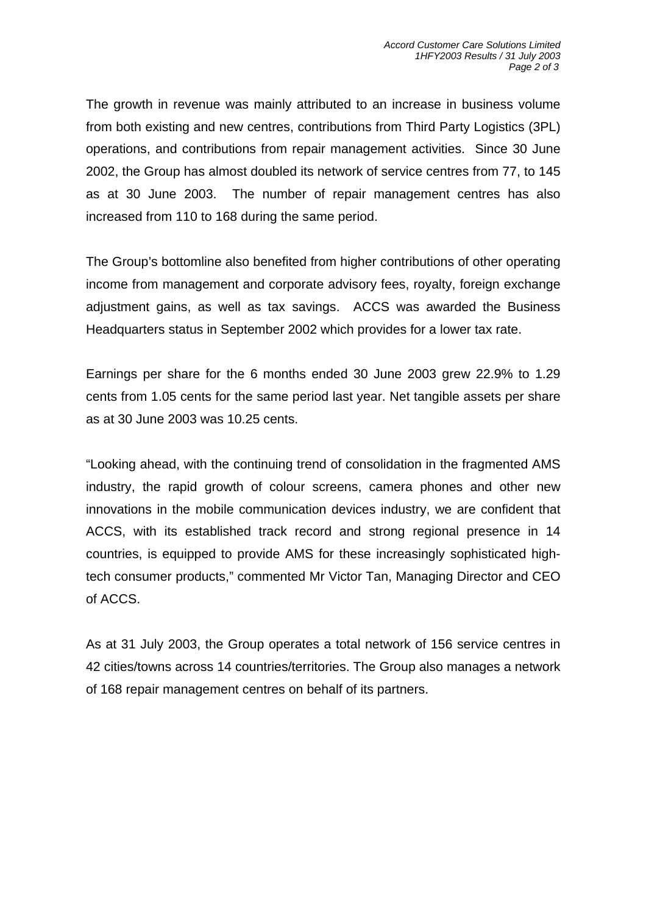The growth in revenue was mainly attributed to an increase in business volume from both existing and new centres, contributions from Third Party Logistics (3PL) operations, and contributions from repair management activities. Since 30 June 2002, the Group has almost doubled its network of service centres from 77, to 145 as at 30 June 2003. The number of repair management centres has also increased from 110 to 168 during the same period.

The Group's bottomline also benefited from higher contributions of other operating income from management and corporate advisory fees, royalty, foreign exchange adjustment gains, as well as tax savings. ACCS was awarded the Business Headquarters status in September 2002 which provides for a lower tax rate.

Earnings per share for the 6 months ended 30 June 2003 grew 22.9% to 1.29 cents from 1.05 cents for the same period last year. Net tangible assets per share as at 30 June 2003 was 10.25 cents.

"Looking ahead, with the continuing trend of consolidation in the fragmented AMS industry, the rapid growth of colour screens, camera phones and other new innovations in the mobile communication devices industry, we are confident that ACCS, with its established track record and strong regional presence in 14 countries, is equipped to provide AMS for these increasingly sophisticated high-tech consumer products," commented Mr Victor Tan, Managing Director and CEO of ACCS.

As at 31 July 2003, the Group operates a total network of 156 service centres in 42 cities/towns across 14 countries/territories. The Group also manages a network of 168 repair management centres on behalf of its partners.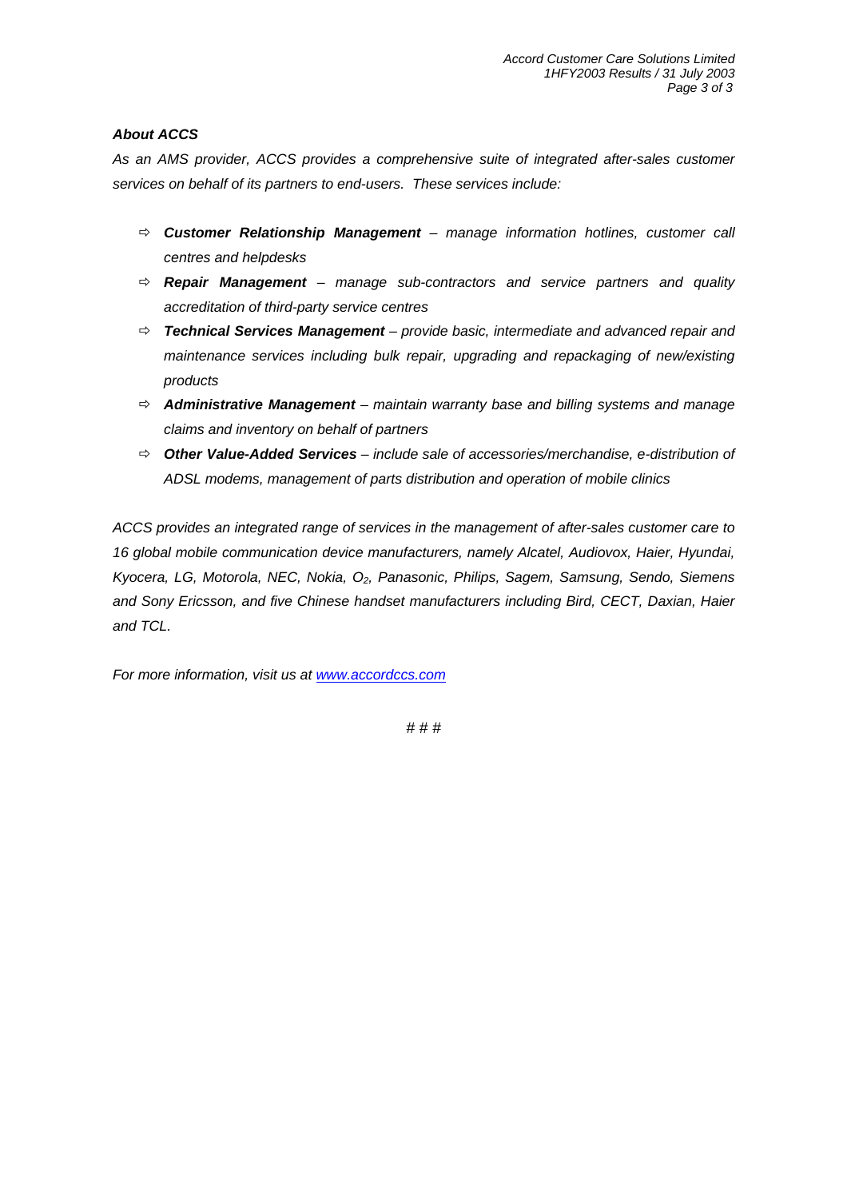***About ACCS***

*As an AMS provider, ACCS provides a comprehensive suite of integrated after-sales customer services on behalf of its partners to end-users. These services include:*

- ***Customer Relationship Management*** *– manage information hotlines, customer call centres and helpdesks*
- ***Repair Management*** *– manage sub-contractors and service partners and quality accreditation of third-party service centres*
- ***Technical Services Management*** *– provide basic, intermediate and advanced repair and maintenance services including bulk repair, upgrading and repackaging of new/existing products*
- ***Administrative Management*** *– maintain warranty base and billing systems and manage claims and inventory on behalf of partners*
- ***Other Value-Added Services*** *– include sale of accessories/merchandise, e-distribution of ADSL modems, management of parts distribution and operation of mobile clinics*

*ACCS provides an integrated range of services in the management of after-sales customer care to 16 global mobile communication device manufacturers, namely Alcatel, Audiovox, Haier, Hyundai, Kyocera, LG, Motorola, NEC, Nokia, $O_2$, Panasonic, Philips, Sagem, Samsung, Sendo, Siemens and Sony Ericsson, and five Chinese handset manufacturers including Bird, CECT, Daxian, Haier and TCL.*

*For more information, visit us at [www.accordccs.com](http://www.accordccs.com)*

# # #